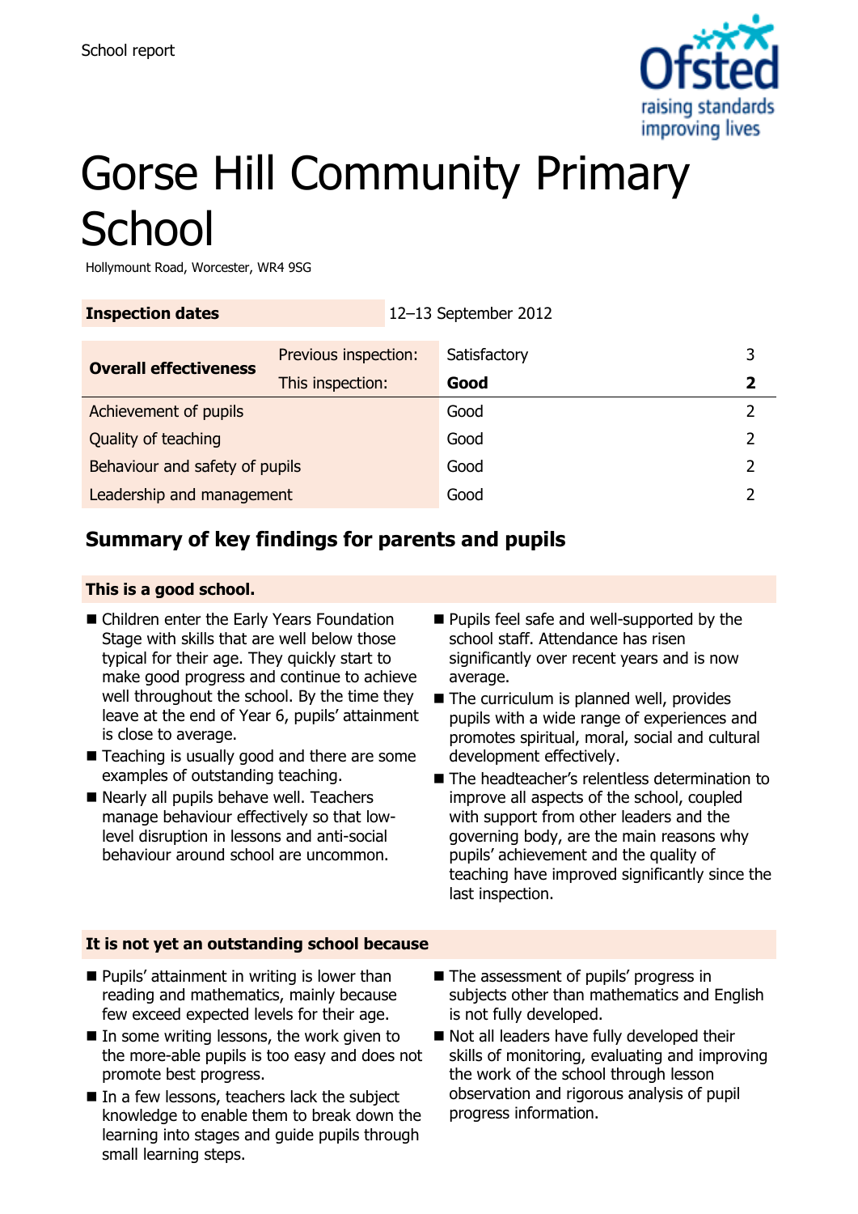School report

# Gorse Hill Community Primary School

Hollymount Road, Worcester, WR4 9SG

| **Inspection dates** | 12–13 September 2012 |
|---|---|

| | | | |
|---|---|---|---|
| **Overall effectiveness** | Previous inspection: | Satisfactory | 3 |
| | This inspection: | **Good** | **2** |
| Achievement of pupils | | Good | 2 |
| Quality of teaching | | Good | 2 |
| Behaviour and safety of pupils | | Good | 2 |
| Leadership and management | | Good | 2 |

## Summary of key findings for parents and pupils

### This is a good school.

- Children enter the Early Years Foundation Stage with skills that are well below those typical for their age. They quickly start to make good progress and continue to achieve well throughout the school. By the time they leave at the end of Year 6, pupils' attainment is close to average.
- Teaching is usually good and there are some examples of outstanding teaching.
- Nearly all pupils behave well. Teachers manage behaviour effectively so that low-level disruption in lessons and anti-social behaviour around school are uncommon.
- Pupils feel safe and well-supported by the school staff. Attendance has risen significantly over recent years and is now average.
- The curriculum is planned well, provides pupils with a wide range of experiences and promotes spiritual, moral, social and cultural development effectively.
- The headteacher's relentless determination to improve all aspects of the school, coupled with support from other leaders and the governing body, are the main reasons why pupils' achievement and the quality of teaching have improved significantly since the last inspection.

### It is not yet an outstanding school because

- Pupils' attainment in writing is lower than reading and mathematics, mainly because few exceed expected levels for their age.
- In some writing lessons, the work given to the more-able pupils is too easy and does not promote best progress.
- In a few lessons, teachers lack the subject knowledge to enable them to break down the learning into stages and guide pupils through small learning steps.
- The assessment of pupils' progress in subjects other than mathematics and English is not fully developed.
- Not all leaders have fully developed their skills of monitoring, evaluating and improving the work of the school through lesson observation and rigorous analysis of pupil progress information.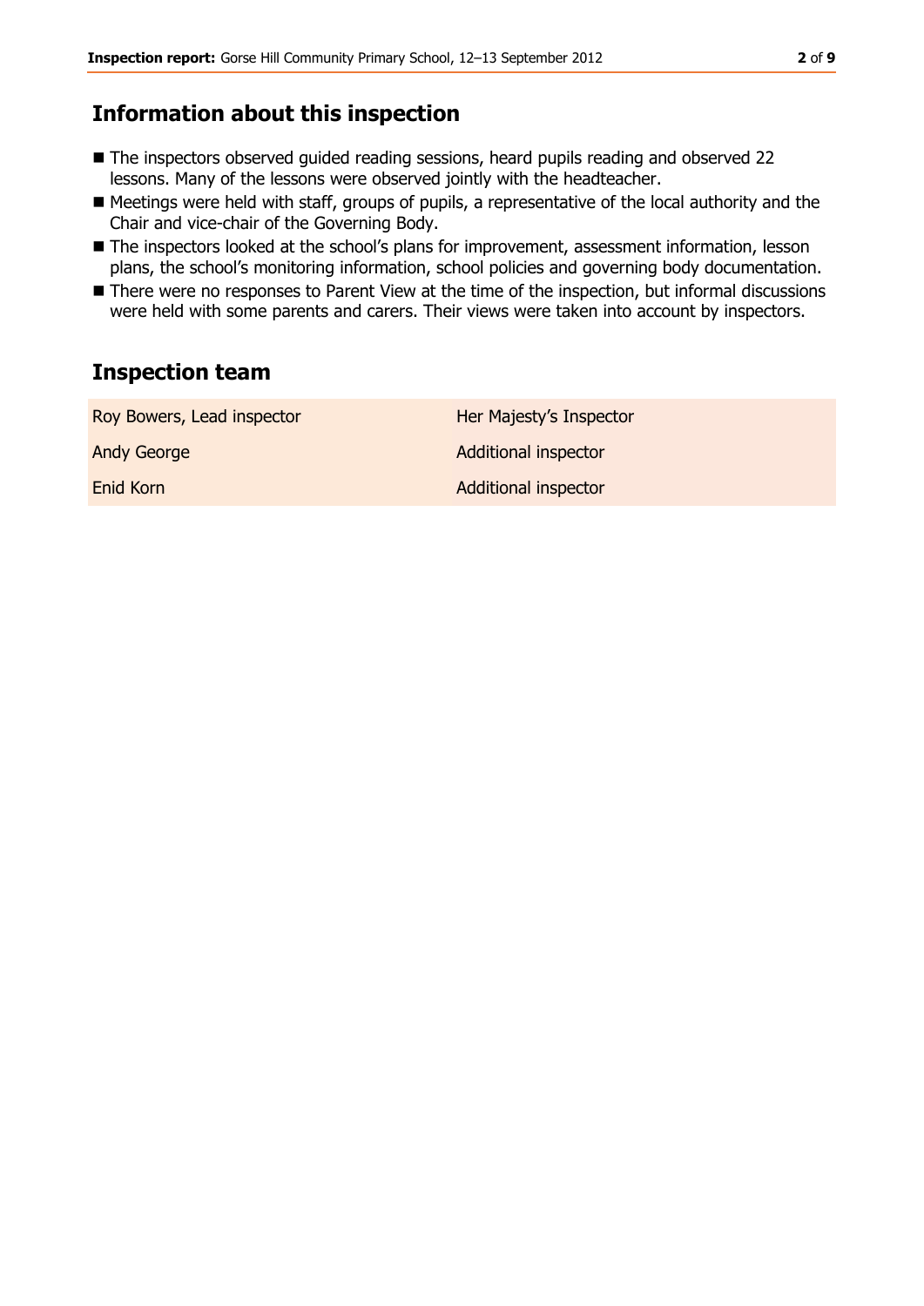## Information about this inspection

- The inspectors observed guided reading sessions, heard pupils reading and observed 22 lessons. Many of the lessons were observed jointly with the headteacher.
- Meetings were held with staff, groups of pupils, a representative of the local authority and the Chair and vice-chair of the Governing Body.
- The inspectors looked at the school's plans for improvement, assessment information, lesson plans, the school's monitoring information, school policies and governing body documentation.
- There were no responses to Parent View at the time of the inspection, but informal discussions were held with some parents and carers. Their views were taken into account by inspectors.

## Inspection team

| | |
|---|---|
| Roy Bowers, Lead inspector | Her Majesty's Inspector |
| Andy George | Additional inspector |
| Enid Korn | Additional inspector |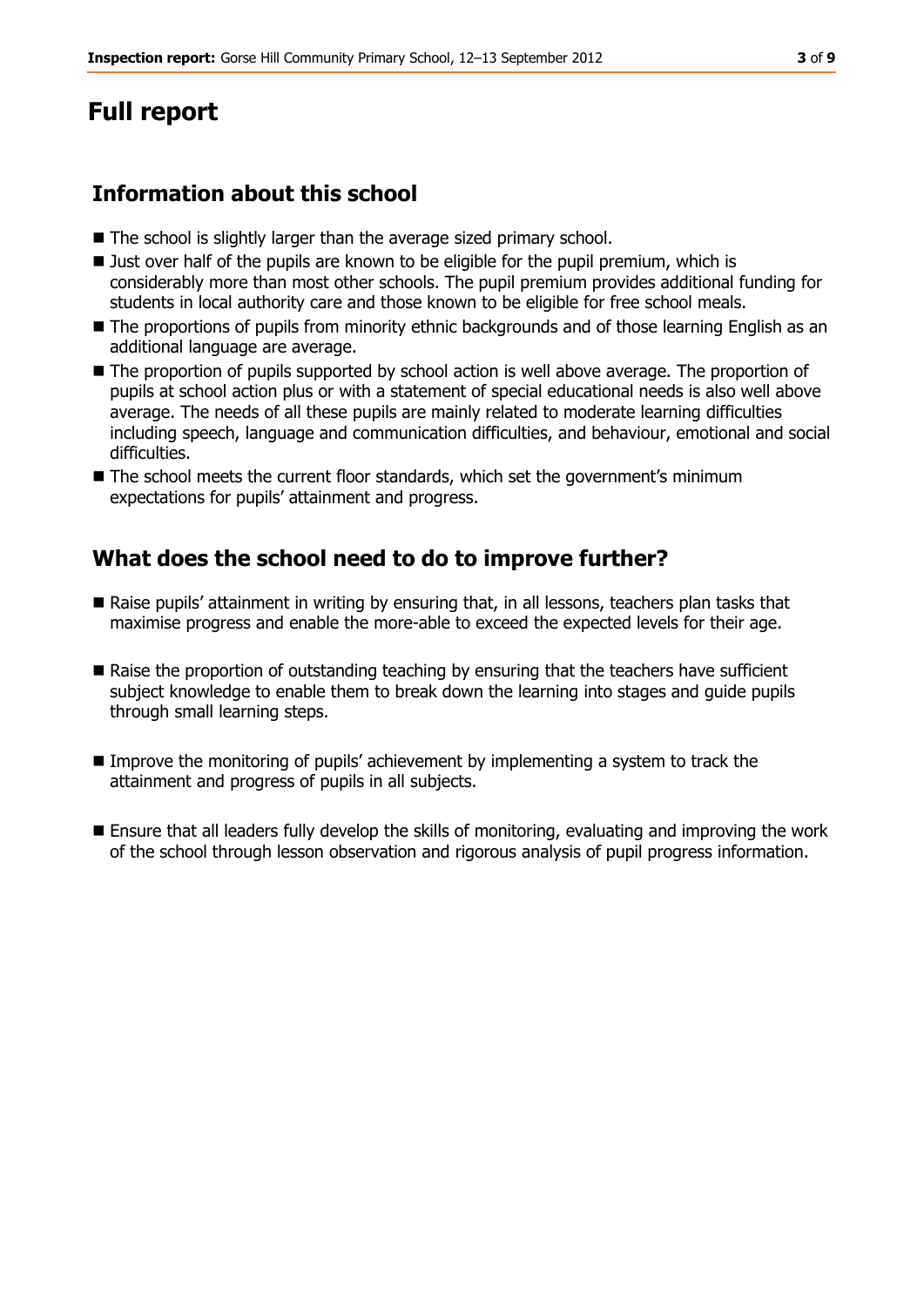# Full report

## Information about this school

- The school is slightly larger than the average sized primary school.
- Just over half of the pupils are known to be eligible for the pupil premium, which is considerably more than most other schools. The pupil premium provides additional funding for students in local authority care and those known to be eligible for free school meals.
- The proportions of pupils from minority ethnic backgrounds and of those learning English as an additional language are average.
- The proportion of pupils supported by school action is well above average. The proportion of pupils at school action plus or with a statement of special educational needs is also well above average. The needs of all these pupils are mainly related to moderate learning difficulties including speech, language and communication difficulties, and behaviour, emotional and social difficulties.
- The school meets the current floor standards, which set the government's minimum expectations for pupils' attainment and progress.

## What does the school need to do to improve further?

- Raise pupils' attainment in writing by ensuring that, in all lessons, teachers plan tasks that maximise progress and enable the more-able to exceed the expected levels for their age.
- Raise the proportion of outstanding teaching by ensuring that the teachers have sufficient subject knowledge to enable them to break down the learning into stages and guide pupils through small learning steps.
- Improve the monitoring of pupils' achievement by implementing a system to track the attainment and progress of pupils in all subjects.
- Ensure that all leaders fully develop the skills of monitoring, evaluating and improving the work of the school through lesson observation and rigorous analysis of pupil progress information.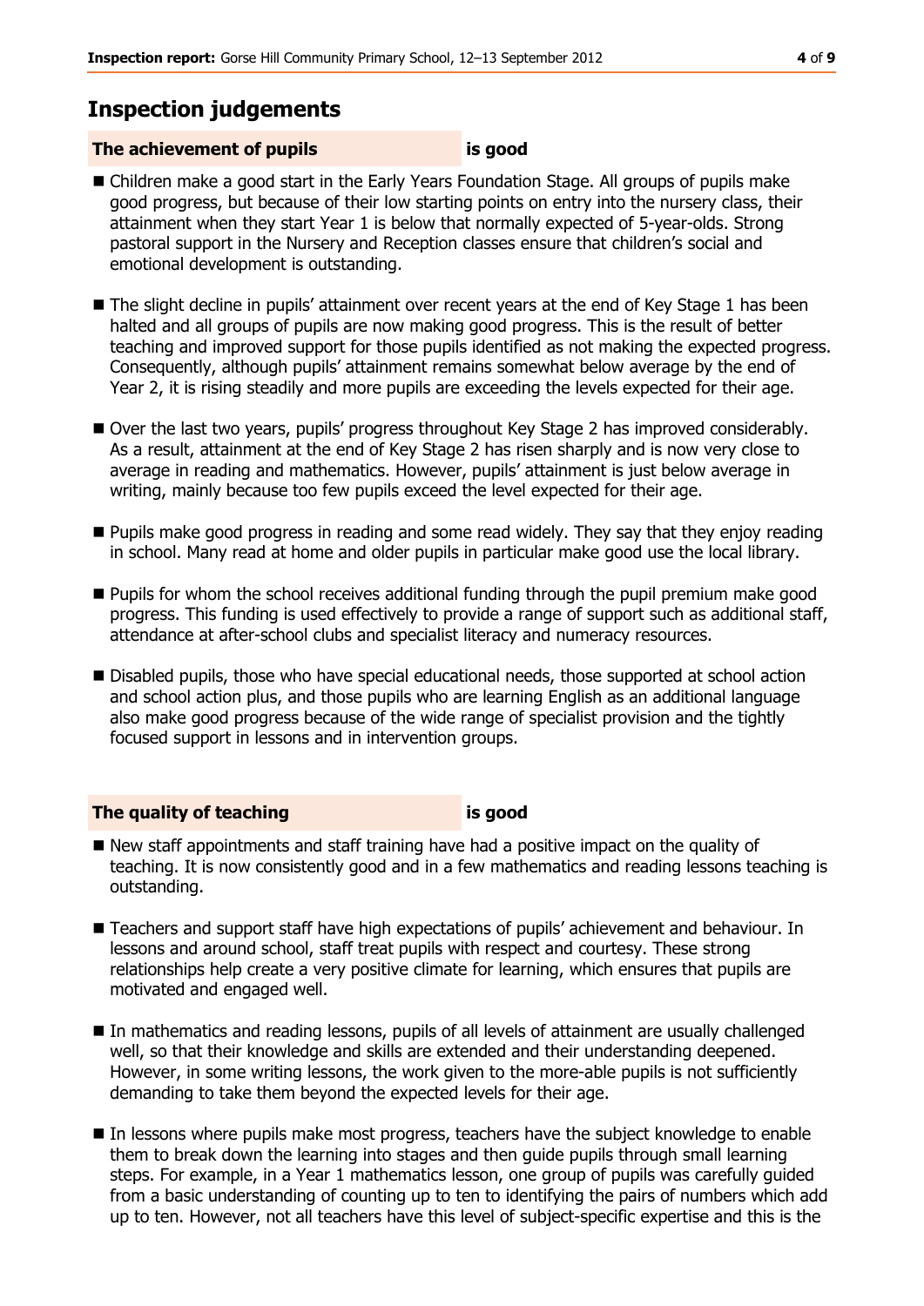## Inspection judgements

**The achievement of pupils** **is good**

- Children make a good start in the Early Years Foundation Stage. All groups of pupils make good progress, but because of their low starting points on entry into the nursery class, their attainment when they start Year 1 is below that normally expected of 5-year-olds. Strong pastoral support in the Nursery and Reception classes ensure that children's social and emotional development is outstanding.
- The slight decline in pupils' attainment over recent years at the end of Key Stage 1 has been halted and all groups of pupils are now making good progress. This is the result of better teaching and improved support for those pupils identified as not making the expected progress. Consequently, although pupils' attainment remains somewhat below average by the end of Year 2, it is rising steadily and more pupils are exceeding the levels expected for their age.
- Over the last two years, pupils' progress throughout Key Stage 2 has improved considerably. As a result, attainment at the end of Key Stage 2 has risen sharply and is now very close to average in reading and mathematics. However, pupils' attainment is just below average in writing, mainly because too few pupils exceed the level expected for their age.
- Pupils make good progress in reading and some read widely. They say that they enjoy reading in school. Many read at home and older pupils in particular make good use the local library.
- Pupils for whom the school receives additional funding through the pupil premium make good progress. This funding is used effectively to provide a range of support such as additional staff, attendance at after-school clubs and specialist literacy and numeracy resources.
- Disabled pupils, those who have special educational needs, those supported at school action and school action plus, and those pupils who are learning English as an additional language also make good progress because of the wide range of specialist provision and the tightly focused support in lessons and in intervention groups.

**The quality of teaching** **is good**

- New staff appointments and staff training have had a positive impact on the quality of teaching. It is now consistently good and in a few mathematics and reading lessons teaching is outstanding.
- Teachers and support staff have high expectations of pupils' achievement and behaviour. In lessons and around school, staff treat pupils with respect and courtesy. These strong relationships help create a very positive climate for learning, which ensures that pupils are motivated and engaged well.
- In mathematics and reading lessons, pupils of all levels of attainment are usually challenged well, so that their knowledge and skills are extended and their understanding deepened. However, in some writing lessons, the work given to the more-able pupils is not sufficiently demanding to take them beyond the expected levels for their age.
- In lessons where pupils make most progress, teachers have the subject knowledge to enable them to break down the learning into stages and then guide pupils through small learning steps. For example, in a Year 1 mathematics lesson, one group of pupils was carefully guided from a basic understanding of counting up to ten to identifying the pairs of numbers which add up to ten. However, not all teachers have this level of subject-specific expertise and this is the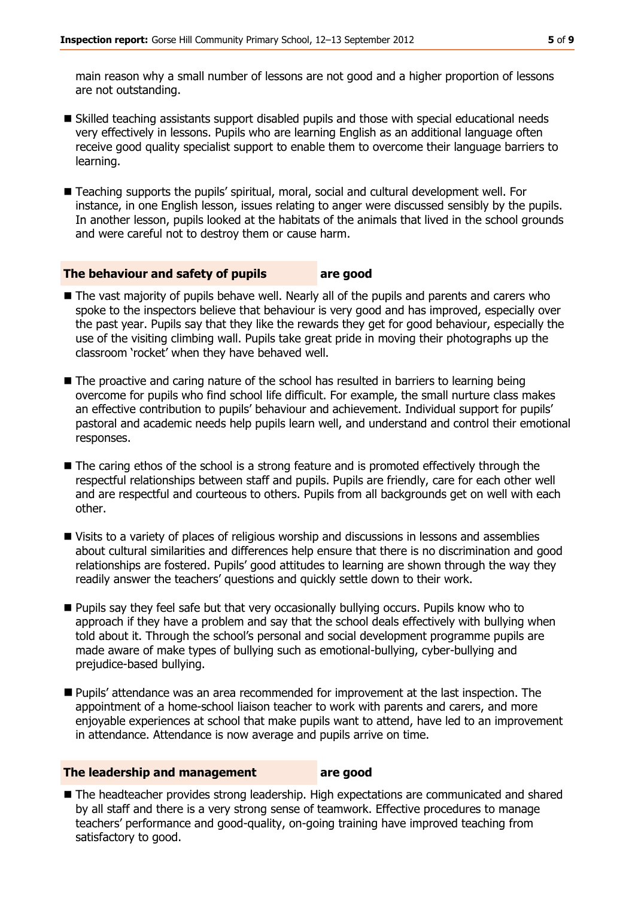main reason why a small number of lessons are not good and a higher proportion of lessons are not outstanding.

- Skilled teaching assistants support disabled pupils and those with special educational needs very effectively in lessons. Pupils who are learning English as an additional language often receive good quality specialist support to enable them to overcome their language barriers to learning.
- Teaching supports the pupils' spiritual, moral, social and cultural development well. For instance, in one English lesson, issues relating to anger were discussed sensibly by the pupils. In another lesson, pupils looked at the habitats of the animals that lived in the school grounds and were careful not to destroy them or cause harm.

### The behaviour and safety of pupils — are good

- The vast majority of pupils behave well. Nearly all of the pupils and parents and carers who spoke to the inspectors believe that behaviour is very good and has improved, especially over the past year. Pupils say that they like the rewards they get for good behaviour, especially the use of the visiting climbing wall. Pupils take great pride in moving their photographs up the classroom 'rocket' when they have behaved well.
- The proactive and caring nature of the school has resulted in barriers to learning being overcome for pupils who find school life difficult. For example, the small nurture class makes an effective contribution to pupils' behaviour and achievement. Individual support for pupils' pastoral and academic needs help pupils learn well, and understand and control their emotional responses.
- The caring ethos of the school is a strong feature and is promoted effectively through the respectful relationships between staff and pupils. Pupils are friendly, care for each other well and are respectful and courteous to others. Pupils from all backgrounds get on well with each other.
- Visits to a variety of places of religious worship and discussions in lessons and assemblies about cultural similarities and differences help ensure that there is no discrimination and good relationships are fostered. Pupils' good attitudes to learning are shown through the way they readily answer the teachers' questions and quickly settle down to their work.
- Pupils say they feel safe but that very occasionally bullying occurs. Pupils know who to approach if they have a problem and say that the school deals effectively with bullying when told about it. Through the school's personal and social development programme pupils are made aware of make types of bullying such as emotional-bullying, cyber-bullying and prejudice-based bullying.
- Pupils' attendance was an area recommended for improvement at the last inspection. The appointment of a home-school liaison teacher to work with parents and carers, and more enjoyable experiences at school that make pupils want to attend, have led to an improvement in attendance. Attendance is now average and pupils arrive on time.

### The leadership and management — are good

- The headteacher provides strong leadership. High expectations are communicated and shared by all staff and there is a very strong sense of teamwork. Effective procedures to manage teachers' performance and good-quality, on-going training have improved teaching from satisfactory to good.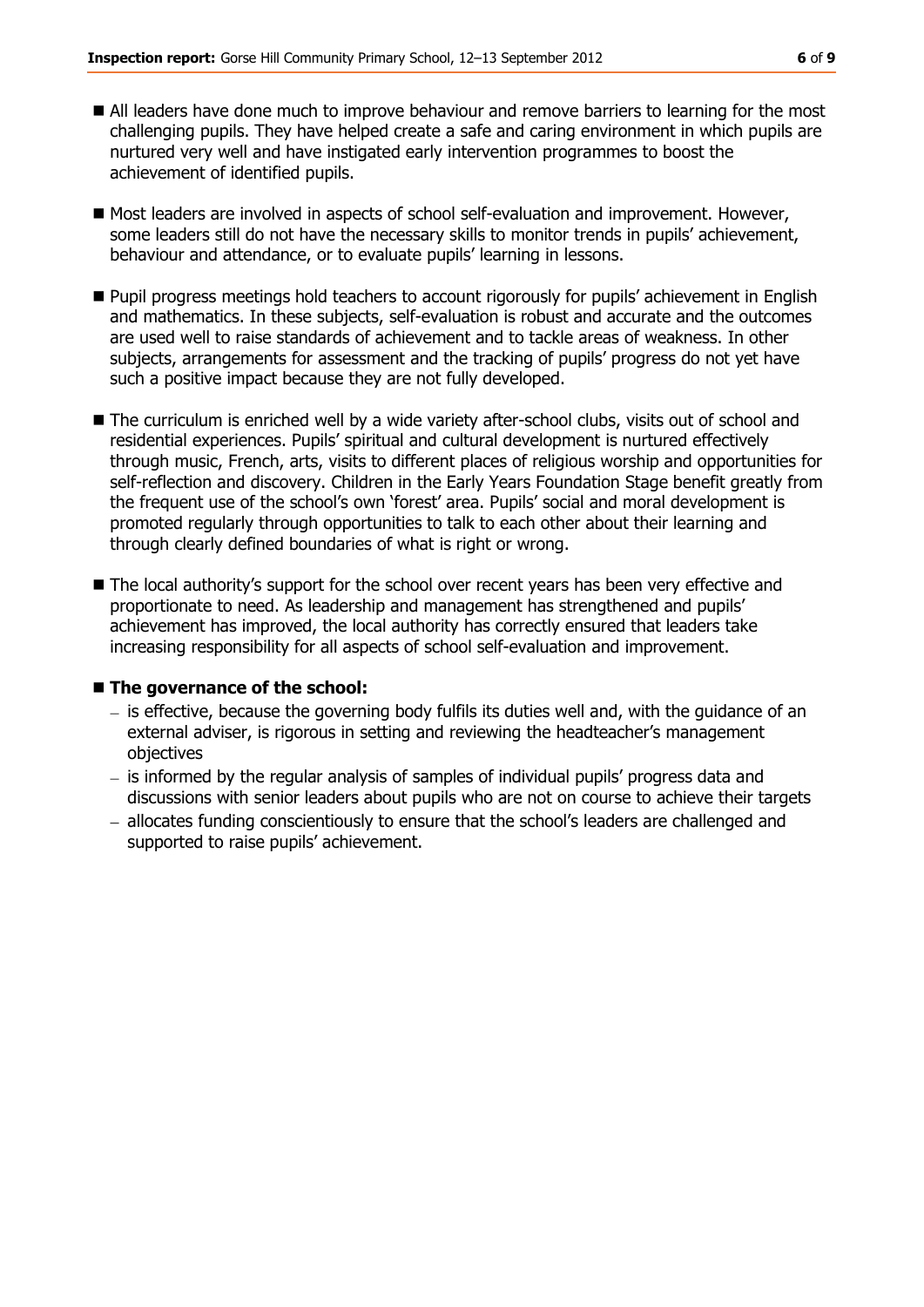- All leaders have done much to improve behaviour and remove barriers to learning for the most challenging pupils. They have helped create a safe and caring environment in which pupils are nurtured very well and have instigated early intervention programmes to boost the achievement of identified pupils.

- Most leaders are involved in aspects of school self-evaluation and improvement. However, some leaders still do not have the necessary skills to monitor trends in pupils' achievement, behaviour and attendance, or to evaluate pupils' learning in lessons.

- Pupil progress meetings hold teachers to account rigorously for pupils' achievement in English and mathematics. In these subjects, self-evaluation is robust and accurate and the outcomes are used well to raise standards of achievement and to tackle areas of weakness. In other subjects, arrangements for assessment and the tracking of pupils' progress do not yet have such a positive impact because they are not fully developed.

- The curriculum is enriched well by a wide variety after-school clubs, visits out of school and residential experiences. Pupils' spiritual and cultural development is nurtured effectively through music, French, arts, visits to different places of religious worship and opportunities for self-reflection and discovery. Children in the Early Years Foundation Stage benefit greatly from the frequent use of the school's own 'forest' area. Pupils' social and moral development is promoted regularly through opportunities to talk to each other about their learning and through clearly defined boundaries of what is right or wrong.

- The local authority's support for the school over recent years has been very effective and proportionate to need. As leadership and management has strengthened and pupils' achievement has improved, the local authority has correctly ensured that leaders take increasing responsibility for all aspects of school self-evaluation and improvement.

- **The governance of the school:**
  - is effective, because the governing body fulfils its duties well and, with the guidance of an external adviser, is rigorous in setting and reviewing the headteacher's management objectives
  - is informed by the regular analysis of samples of individual pupils' progress data and discussions with senior leaders about pupils who are not on course to achieve their targets
  - allocates funding conscientiously to ensure that the school's leaders are challenged and supported to raise pupils' achievement.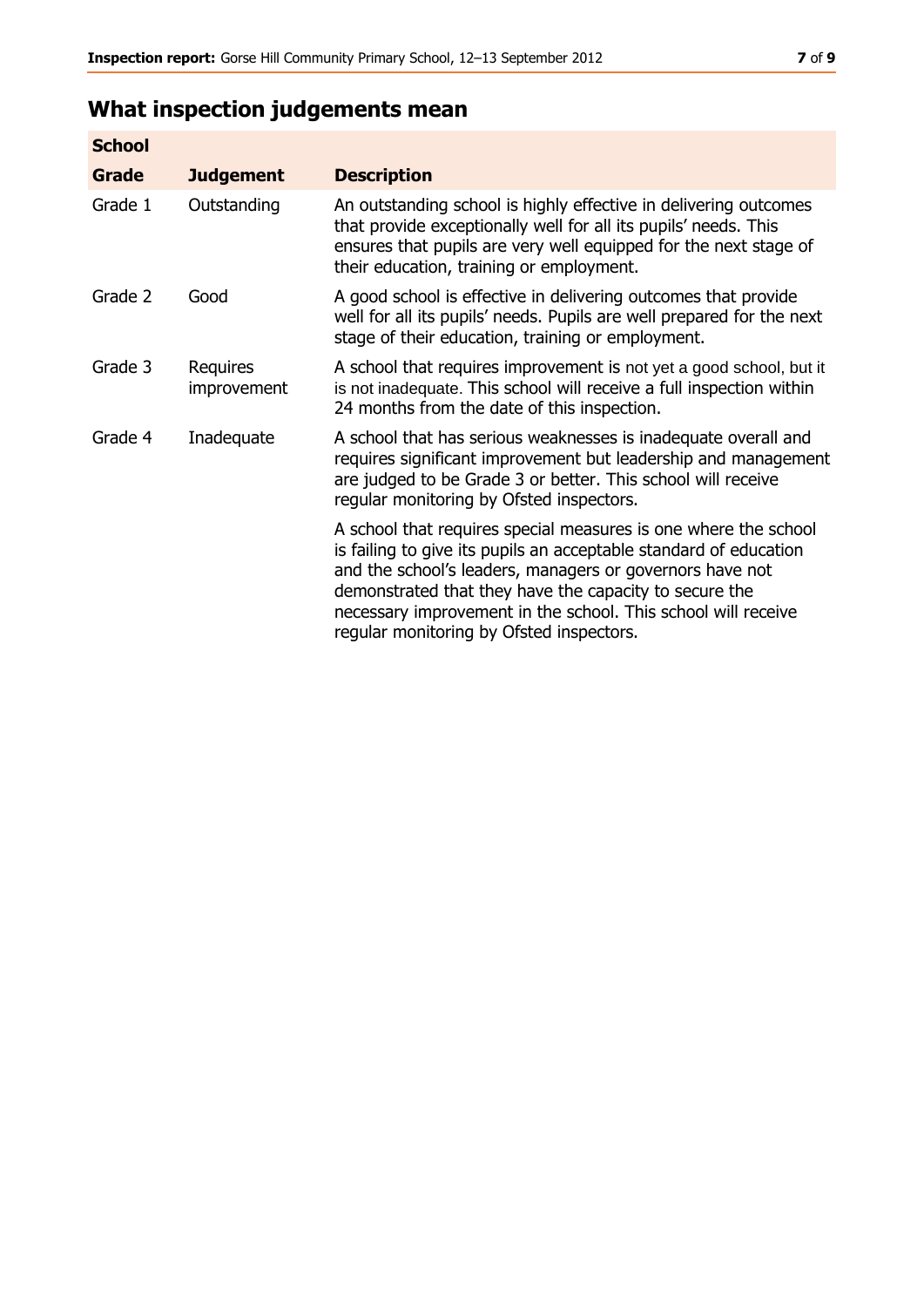## What inspection judgements mean

| School | | |
|---|---|---|
| **Grade** | **Judgement** | **Description** |
| Grade 1 | Outstanding | An outstanding school is highly effective in delivering outcomes that provide exceptionally well for all its pupils' needs. This ensures that pupils are very well equipped for the next stage of their education, training or employment. |
| Grade 2 | Good | A good school is effective in delivering outcomes that provide well for all its pupils' needs. Pupils are well prepared for the next stage of their education, training or employment. |
| Grade 3 | Requires improvement | A school that requires improvement is not yet a good school, but it is not inadequate. This school will receive a full inspection within 24 months from the date of this inspection. |
| Grade 4 | Inadequate | A school that has serious weaknesses is inadequate overall and requires significant improvement but leadership and management are judged to be Grade 3 or better. This school will receive regular monitoring by Ofsted inspectors. |
| | | A school that requires special measures is one where the school is failing to give its pupils an acceptable standard of education and the school's leaders, managers or governors have not demonstrated that they have the capacity to secure the necessary improvement in the school. This school will receive regular monitoring by Ofsted inspectors. |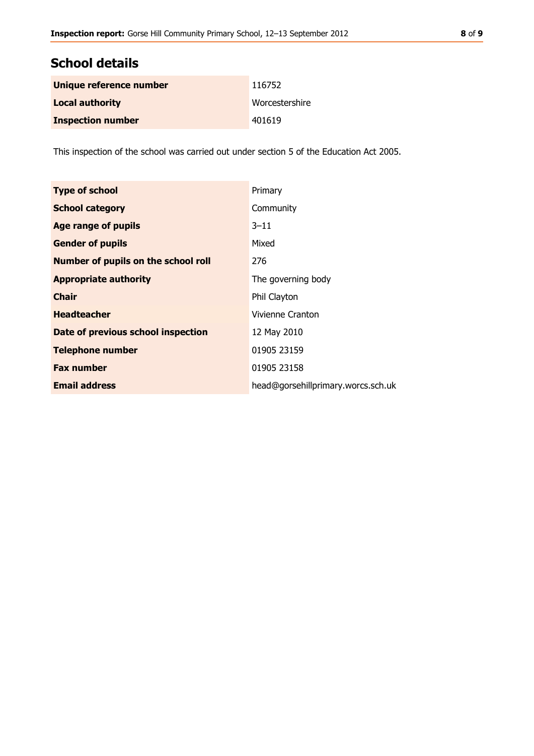## School details

| | |
|---|---|
| **Unique reference number** | 116752 |
| **Local authority** | Worcestershire |
| **Inspection number** | 401619 |

This inspection of the school was carried out under section 5 of the Education Act 2005.

| | |
|---|---|
| **Type of school** | Primary |
| **School category** | Community |
| **Age range of pupils** | 3–11 |
| **Gender of pupils** | Mixed |
| **Number of pupils on the school roll** | 276 |
| **Appropriate authority** | The governing body |
| **Chair** | Phil Clayton |
| **Headteacher** | Vivienne Cranton |
| **Date of previous school inspection** | 12 May 2010 |
| **Telephone number** | 01905 23159 |
| **Fax number** | 01905 23158 |
| **Email address** | head@gorsehillprimary.worcs.sch.uk |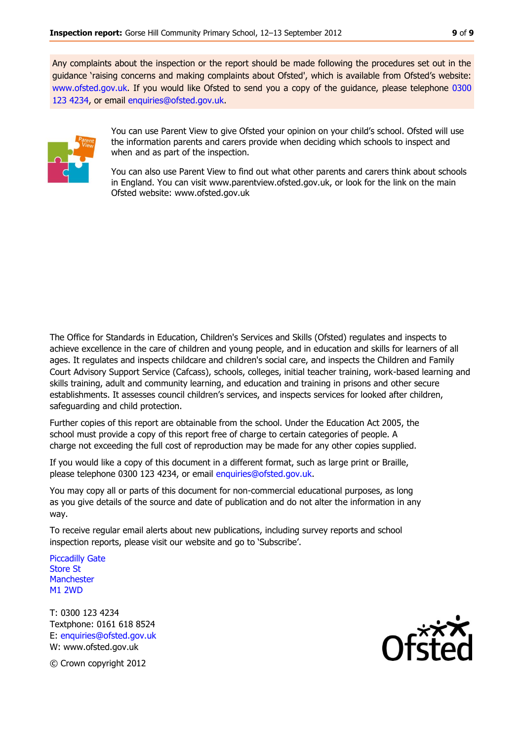Any complaints about the inspection or the report should be made following the procedures set out in the guidance 'raising concerns and making complaints about Ofsted', which is available from Ofsted's website: www.ofsted.gov.uk. If you would like Ofsted to send you a copy of the guidance, please telephone 0300 123 4234, or email enquiries@ofsted.gov.uk.

You can use Parent View to give Ofsted your opinion on your child's school. Ofsted will use the information parents and carers provide when deciding which schools to inspect and when and as part of the inspection.

You can also use Parent View to find out what other parents and carers think about schools in England. You can visit www.parentview.ofsted.gov.uk, or look for the link on the main Ofsted website: www.ofsted.gov.uk

The Office for Standards in Education, Children's Services and Skills (Ofsted) regulates and inspects to achieve excellence in the care of children and young people, and in education and skills for learners of all ages. It regulates and inspects childcare and children's social care, and inspects the Children and Family Court Advisory Support Service (Cafcass), schools, colleges, initial teacher training, work-based learning and skills training, adult and community learning, and education and training in prisons and other secure establishments. It assesses council children's services, and inspects services for looked after children, safeguarding and child protection.

Further copies of this report are obtainable from the school. Under the Education Act 2005, the school must provide a copy of this report free of charge to certain categories of people. A charge not exceeding the full cost of reproduction may be made for any other copies supplied.

If you would like a copy of this document in a different format, such as large print or Braille, please telephone 0300 123 4234, or email enquiries@ofsted.gov.uk.

You may copy all or parts of this document for non-commercial educational purposes, as long as you give details of the source and date of publication and do not alter the information in any way.

To receive regular email alerts about new publications, including survey reports and school inspection reports, please visit our website and go to 'Subscribe'.

Piccadilly Gate
Store St
Manchester
M1 2WD

T: 0300 123 4234
Textphone: 0161 618 8524
E: enquiries@ofsted.gov.uk
W: www.ofsted.gov.uk

© Crown copyright 2012